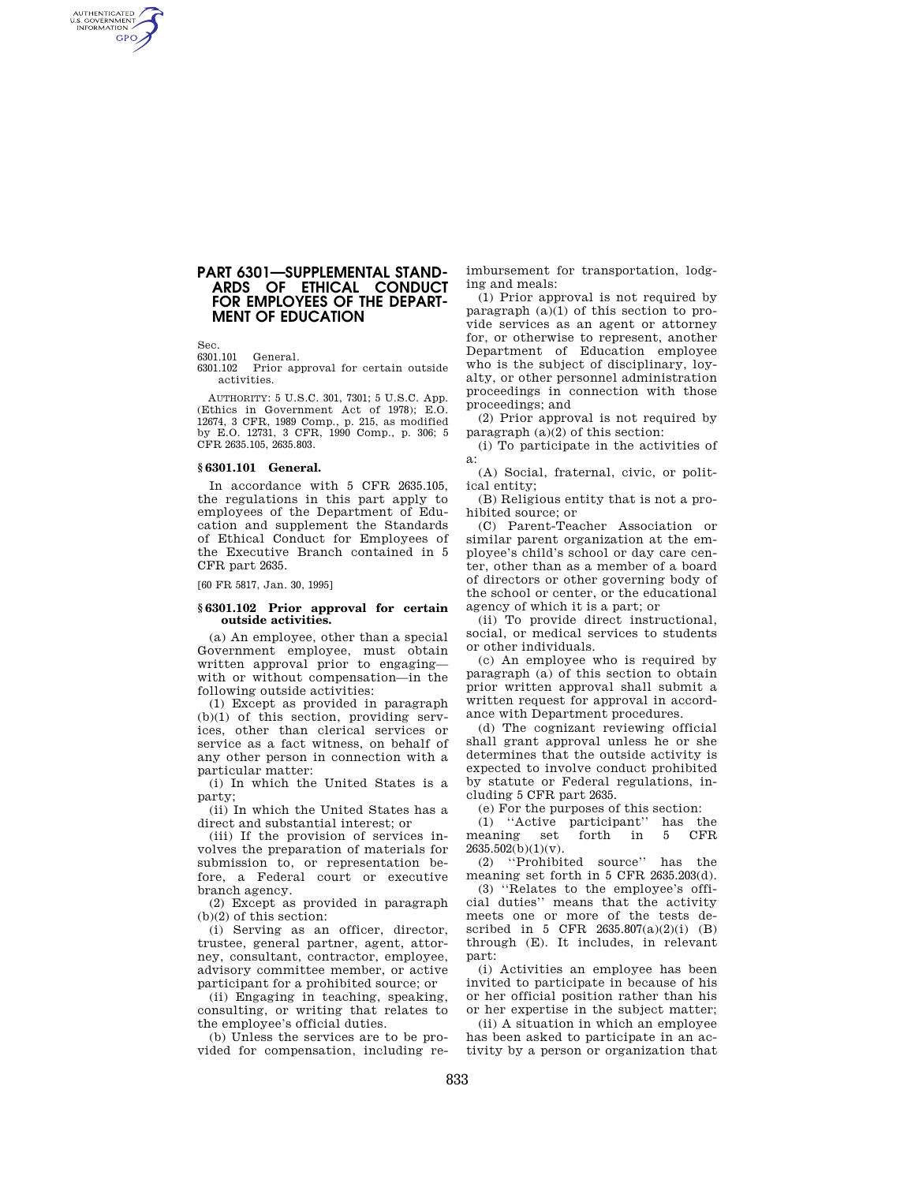# PART 6301—SUPPLEMENTAL STANDARDS OF ETHICAL CONDUCT FOR EMPLOYEES OF THE DEPARTMENT OF EDUCATION

Sec.
6301.101 General.
6301.102 Prior approval for certain outside activities.

AUTHORITY: 5 U.S.C. 301, 7301; 5 U.S.C. App. (Ethics in Government Act of 1978); E.O. 12674, 3 CFR, 1989 Comp., p. 215, as modified by E.O. 12731, 3 CFR, 1990 Comp., p. 306; 5 CFR 2635.105, 2635.803.

## § 6301.101 General.

In accordance with 5 CFR 2635.105, the regulations in this part apply to employees of the Department of Education and supplement the Standards of Ethical Conduct for Employees of the Executive Branch contained in 5 CFR part 2635.

[60 FR 5817, Jan. 30, 1995]

## § 6301.102 Prior approval for certain outside activities.

(a) An employee, other than a special Government employee, must obtain written approval prior to engaging—with or without compensation—in the following outside activities:

(1) Except as provided in paragraph (b)(1) of this section, providing services, other than clerical services or service as a fact witness, on behalf of any other person in connection with a particular matter:

(i) In which the United States is a party;

(ii) In which the United States has a direct and substantial interest; or

(iii) If the provision of services involves the preparation of materials for submission to, or representation before, a Federal court or executive branch agency.

(2) Except as provided in paragraph (b)(2) of this section:

(i) Serving as an officer, director, trustee, general partner, agent, attorney, consultant, contractor, employee, advisory committee member, or active participant for a prohibited source; or

(ii) Engaging in teaching, speaking, consulting, or writing that relates to the employee's official duties.

(b) Unless the services are to be provided for compensation, including reimbursement for transportation, lodging and meals:

(1) Prior approval is not required by paragraph (a)(1) of this section to provide services as an agent or attorney for, or otherwise to represent, another Department of Education employee who is the subject of disciplinary, loyalty, or other personnel administration proceedings in connection with those proceedings; and

(2) Prior approval is not required by paragraph (a)(2) of this section:

(i) To participate in the activities of a:

(A) Social, fraternal, civic, or political entity;

(B) Religious entity that is not a prohibited source; or

(C) Parent-Teacher Association or similar parent organization at the employee's child's school or day care center, other than as a member of a board of directors or other governing body of the school or center, or the educational agency of which it is a part; or

(ii) To provide direct instructional, social, or medical services to students or other individuals.

(c) An employee who is required by paragraph (a) of this section to obtain prior written approval shall submit a written request for approval in accordance with Department procedures.

(d) The cognizant reviewing official shall grant approval unless he or she determines that the outside activity is expected to involve conduct prohibited by statute or Federal regulations, including 5 CFR part 2635.

(e) For the purposes of this section:

(1) ''Active participant'' has the meaning set forth in 5 CFR 2635.502(b)(1)(v).

(2) ''Prohibited source'' has the meaning set forth in 5 CFR 2635.203(d).

(3) ''Relates to the employee's official duties'' means that the activity meets one or more of the tests described in 5 CFR 2635.807(a)(2)(i) (B) through (E). It includes, in relevant part:

(i) Activities an employee has been invited to participate in because of his or her official position rather than his or her expertise in the subject matter;

(ii) A situation in which an employee has been asked to participate in an activity by a person or organization that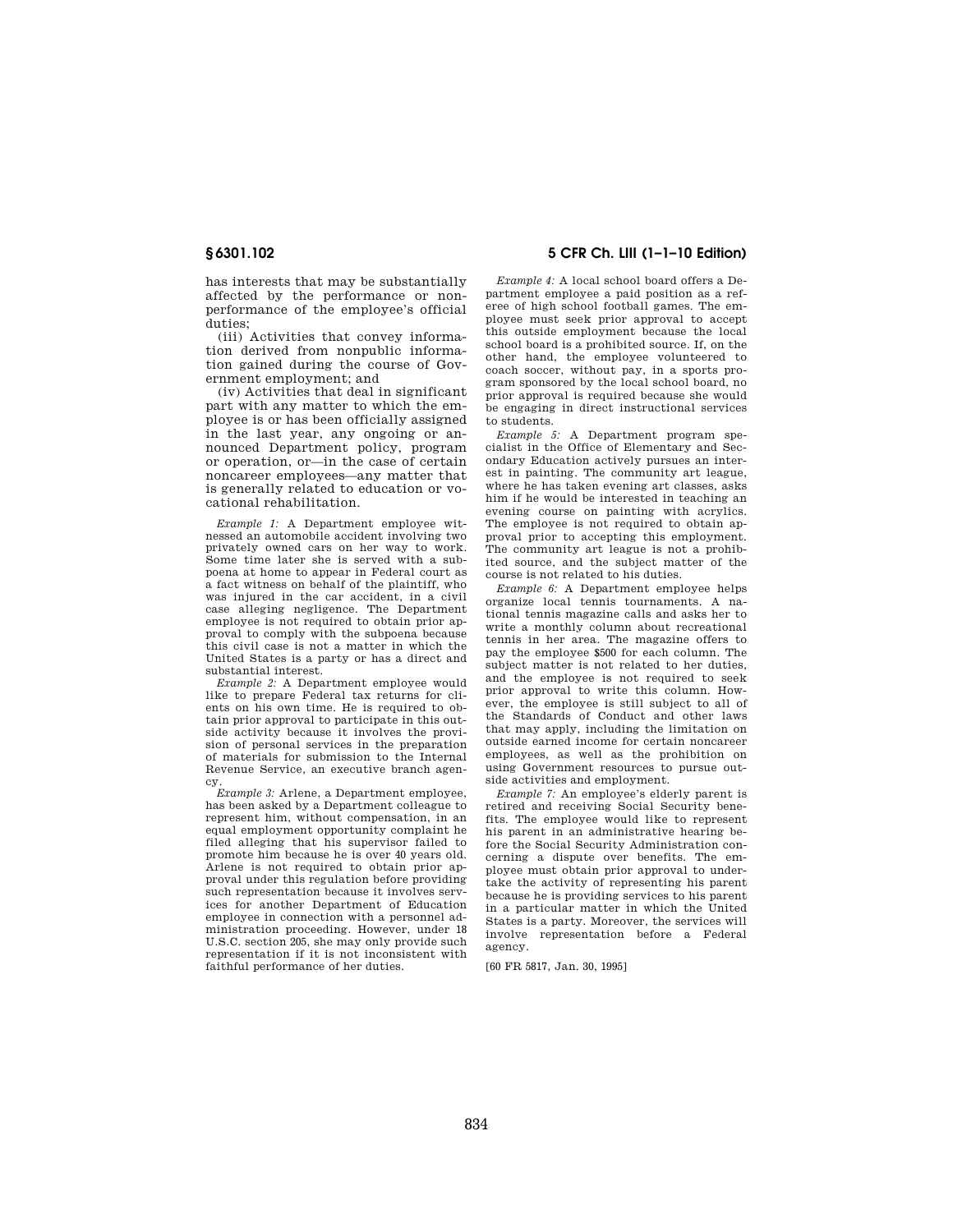has interests that may be substantially affected by the performance or nonperformance of the employee's official duties;

(iii) Activities that convey information derived from nonpublic information gained during the course of Government employment; and

(iv) Activities that deal in significant part with any matter to which the employee is or has been officially assigned in the last year, any ongoing or announced Department policy, program or operation, or—in the case of certain noncareer employees—any matter that is generally related to education or vocational rehabilitation.

*Example 1:* A Department employee witnessed an automobile accident involving two privately owned cars on her way to work. Some time later she is served with a subpoena at home to appear in Federal court as a fact witness on behalf of the plaintiff, who was injured in the car accident, in a civil case alleging negligence. The Department employee is not required to obtain prior approval to comply with the subpoena because this civil case is not a matter in which the United States is a party or has a direct and substantial interest.

*Example 2:* A Department employee would like to prepare Federal tax returns for clients on his own time. He is required to obtain prior approval to participate in this outside activity because it involves the provision of personal services in the preparation of materials for submission to the Internal Revenue Service, an executive branch agency.

*Example 3:* Arlene, a Department employee, has been asked by a Department colleague to represent him, without compensation, in an equal employment opportunity complaint he filed alleging that his supervisor failed to promote him because he is over 40 years old. Arlene is not required to obtain prior approval under this regulation before providing such representation because it involves services for another Department of Education employee in connection with a personnel administration proceeding. However, under 18 U.S.C. section 205, she may only provide such representation if it is not inconsistent with faithful performance of her duties.

*Example 4:* A local school board offers a Department employee a paid position as a referee of high school football games. The employee must seek prior approval to accept this outside employment because the local school board is a prohibited source. If, on the other hand, the employee volunteered to coach soccer, without pay, in a sports program sponsored by the local school board, no prior approval is required because she would be engaging in direct instructional services to students.

*Example 5:* A Department program specialist in the Office of Elementary and Secondary Education actively pursues an interest in painting. The community art league, where he has taken evening art classes, asks him if he would be interested in teaching an evening course on painting with acrylics. The employee is not required to obtain approval prior to accepting this employment. The community art league is not a prohibited source, and the subject matter of the course is not related to his duties.

*Example 6:* A Department employee helps organize local tennis tournaments. A national tennis magazine calls and asks her to write a monthly column about recreational tennis in her area. The magazine offers to pay the employee $500 for each column. The subject matter is not related to her duties, and the employee is not required to seek prior approval to write this column. However, the employee is still subject to all of the Standards of Conduct and other laws that may apply, including the limitation on outside earned income for certain noncareer employees, as well as the prohibition on using Government resources to pursue outside activities and employment.

*Example 7:* An employee's elderly parent is retired and receiving Social Security benefits. The employee would like to represent his parent in an administrative hearing before the Social Security Administration concerning a dispute over benefits. The employee must obtain prior approval to undertake the activity of representing his parent because he is providing services to his parent in a particular matter in which the United States is a party. Moreover, the services will involve representation before a Federal agency.

[60 FR 5817, Jan. 30, 1995]